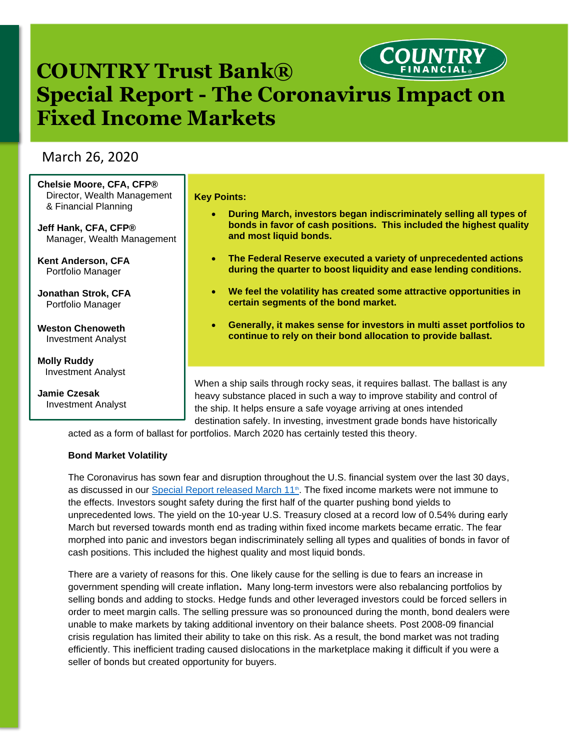# COUNTRY Trust Bank®

COUNTRY FINANCIAL®

# Special Report - The Coronavirus Impact on Fixed Income Markets

March 26, 2020

**Chelsie Moore, CFA, CFP®**
Director, Wealth Management & Financial Planning

**Jeff Hank, CFA, CFP®**
Manager, Wealth Management

**Kent Anderson, CFA**
Portfolio Manager

**Jonathan Strok, CFA**
Portfolio Manager

**Weston Chenoweth**
Investment Analyst

**Molly Ruddy**
Investment Analyst

**Jamie Czesak**
Investment Analyst

**Key Points:**

- **During March, investors began indiscriminately selling all types of bonds in favor of cash positions. This included the highest quality and most liquid bonds.**
- **The Federal Reserve executed a variety of unprecedented actions during the quarter to boost liquidity and ease lending conditions.**
- **We feel the volatility has created some attractive opportunities in certain segments of the bond market.**
- **Generally, it makes sense for investors in multi asset portfolios to continue to rely on their bond allocation to provide ballast.**

When a ship sails through rocky seas, it requires ballast. The ballast is any heavy substance placed in such a way to improve stability and control of the ship. It helps ensure a safe voyage arriving at ones intended destination safely. In investing, investment grade bonds have historically acted as a form of ballast for portfolios. March 2020 has certainly tested this theory.

**Bond Market Volatility**

The Coronavirus has sown fear and disruption throughout the U.S. financial system over the last 30 days, as discussed in our [Special Report released March 11th]. The fixed income markets were not immune to the effects. Investors sought safety during the first half of the quarter pushing bond yields to unprecedented lows. The yield on the 10-year U.S. Treasury closed at a record low of 0.54% during early March but reversed towards month end as trading within fixed income markets became erratic. The fear morphed into panic and investors began indiscriminately selling all types and qualities of bonds in favor of cash positions. This included the highest quality and most liquid bonds.

There are a variety of reasons for this. One likely cause for the selling is due to fears an increase in government spending will create inflation**.** Many long-term investors were also rebalancing portfolios by selling bonds and adding to stocks. Hedge funds and other leveraged investors could be forced sellers in order to meet margin calls. The selling pressure was so pronounced during the month, bond dealers were unable to make markets by taking additional inventory on their balance sheets. Post 2008-09 financial crisis regulation has limited their ability to take on this risk. As a result, the bond market was not trading efficiently. This inefficient trading caused dislocations in the marketplace making it difficult if you were a seller of bonds but created opportunity for buyers.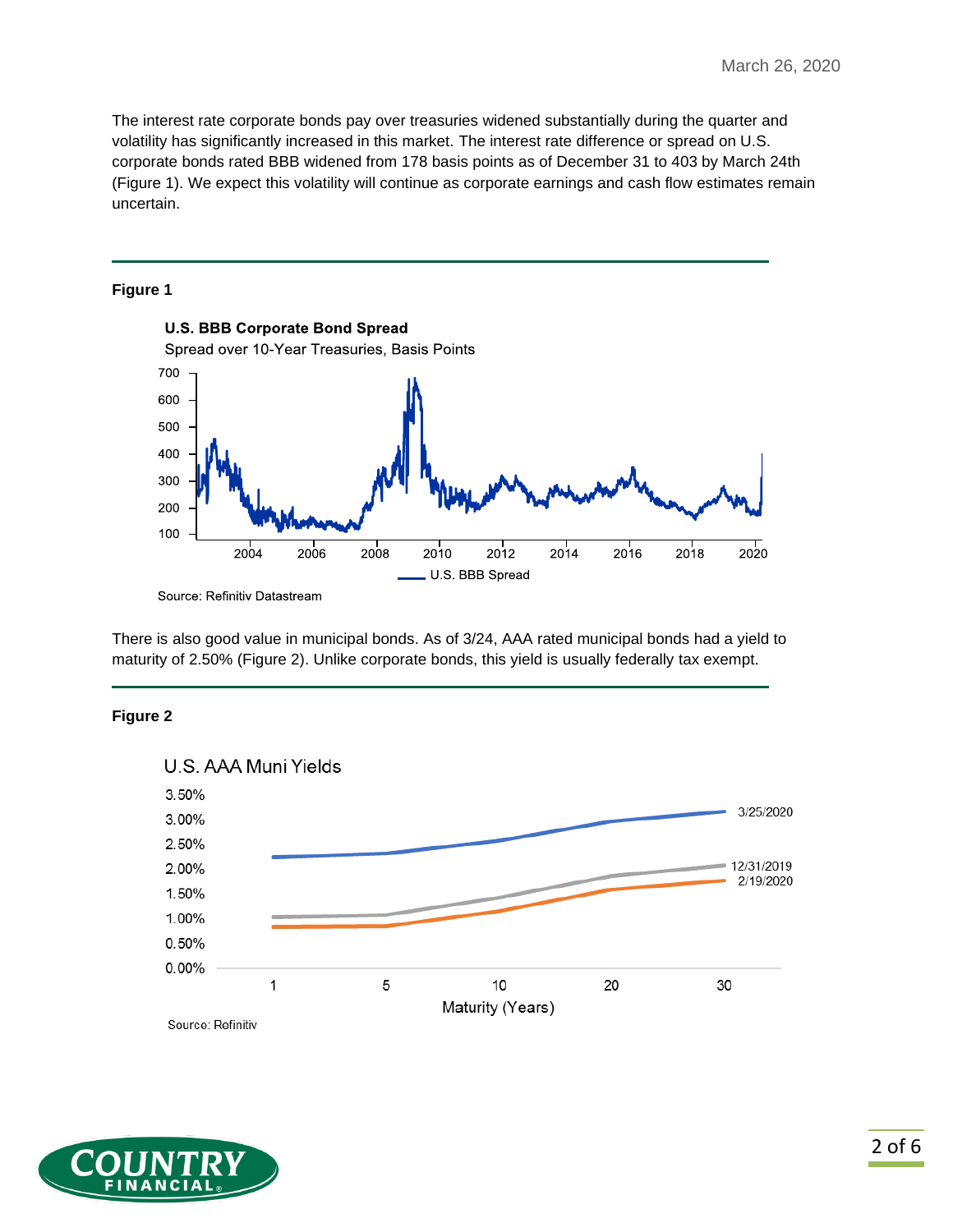The interest rate corporate bonds pay over treasuries widened substantially during the quarter and volatility has significantly increased in this market. The interest rate difference or spread on U.S. corporate bonds rated BBB widened from 178 basis points as of December 31 to 403 by March 24th (Figure 1). We expect this volatility will continue as corporate earnings and cash flow estimates remain uncertain.

**Figure 1**

**U.S. BBB Corporate Bond Spread**

Spread over 10-Year Treasuries, Basis Points

Source: Refinitiv Datastream

There is also good value in municipal bonds. As of 3/24, AAA rated municipal bonds had a yield to maturity of 2.50% (Figure 2). Unlike corporate bonds, this yield is usually federally tax exempt.

**Figure 2**

U.S. AAA Muni Yields

Source: Refinitiv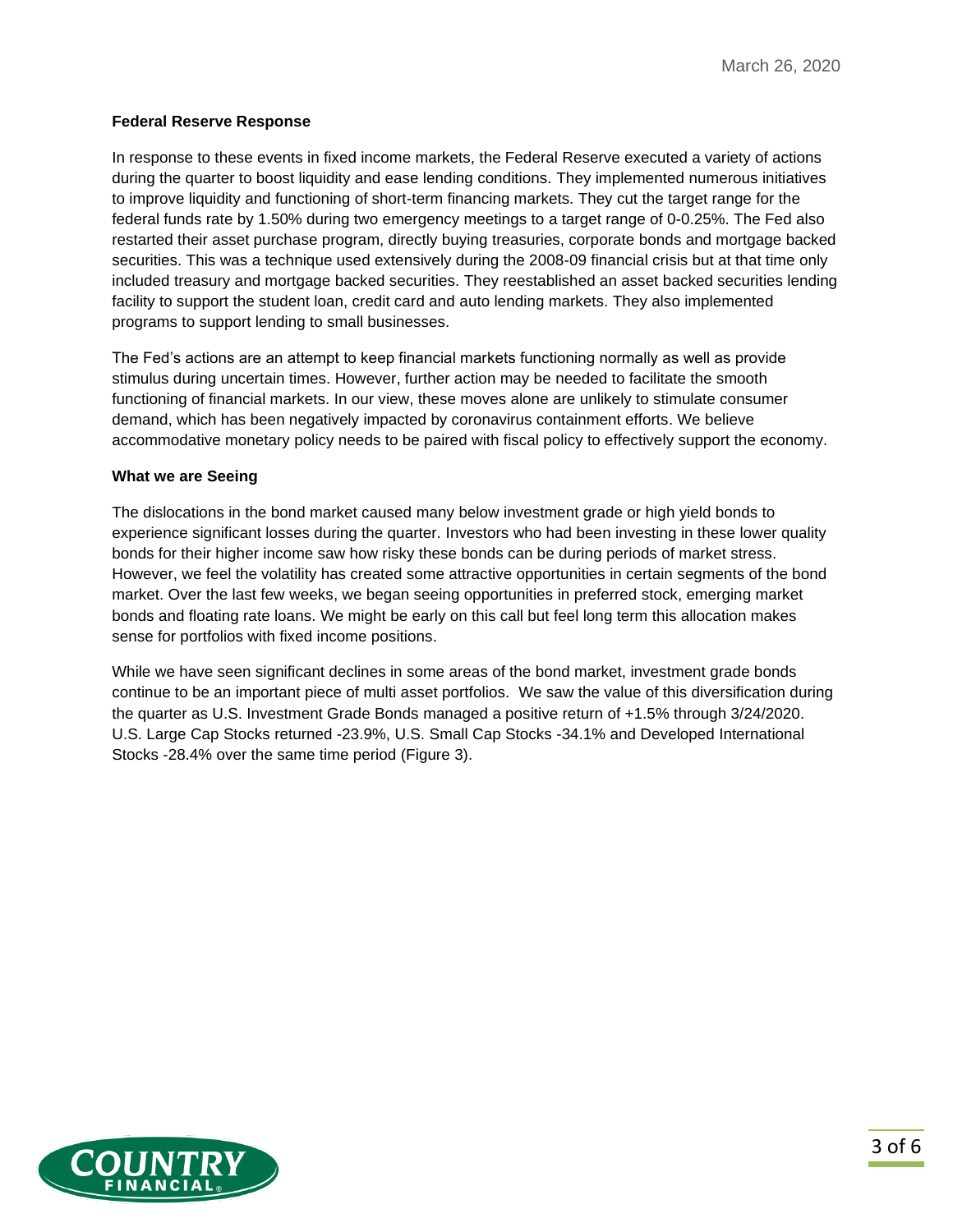March 26, 2020

**Federal Reserve Response**

In response to these events in fixed income markets, the Federal Reserve executed a variety of actions during the quarter to boost liquidity and ease lending conditions. They implemented numerous initiatives to improve liquidity and functioning of short-term financing markets. They cut the target range for the federal funds rate by 1.50% during two emergency meetings to a target range of 0-0.25%. The Fed also restarted their asset purchase program, directly buying treasuries, corporate bonds and mortgage backed securities. This was a technique used extensively during the 2008-09 financial crisis but at that time only included treasury and mortgage backed securities. They reestablished an asset backed securities lending facility to support the student loan, credit card and auto lending markets. They also implemented programs to support lending to small businesses.

The Fed's actions are an attempt to keep financial markets functioning normally as well as provide stimulus during uncertain times. However, further action may be needed to facilitate the smooth functioning of financial markets. In our view, these moves alone are unlikely to stimulate consumer demand, which has been negatively impacted by coronavirus containment efforts. We believe accommodative monetary policy needs to be paired with fiscal policy to effectively support the economy.

**What we are Seeing**

The dislocations in the bond market caused many below investment grade or high yield bonds to experience significant losses during the quarter. Investors who had been investing in these lower quality bonds for their higher income saw how risky these bonds can be during periods of market stress. However, we feel the volatility has created some attractive opportunities in certain segments of the bond market. Over the last few weeks, we began seeing opportunities in preferred stock, emerging market bonds and floating rate loans. We might be early on this call but feel long term this allocation makes sense for portfolios with fixed income positions.

While we have seen significant declines in some areas of the bond market, investment grade bonds continue to be an important piece of multi asset portfolios. We saw the value of this diversification during the quarter as U.S. Investment Grade Bonds managed a positive return of +1.5% through 3/24/2020. U.S. Large Cap Stocks returned -23.9%, U.S. Small Cap Stocks -34.1% and Developed International Stocks -28.4% over the same time period (Figure 3).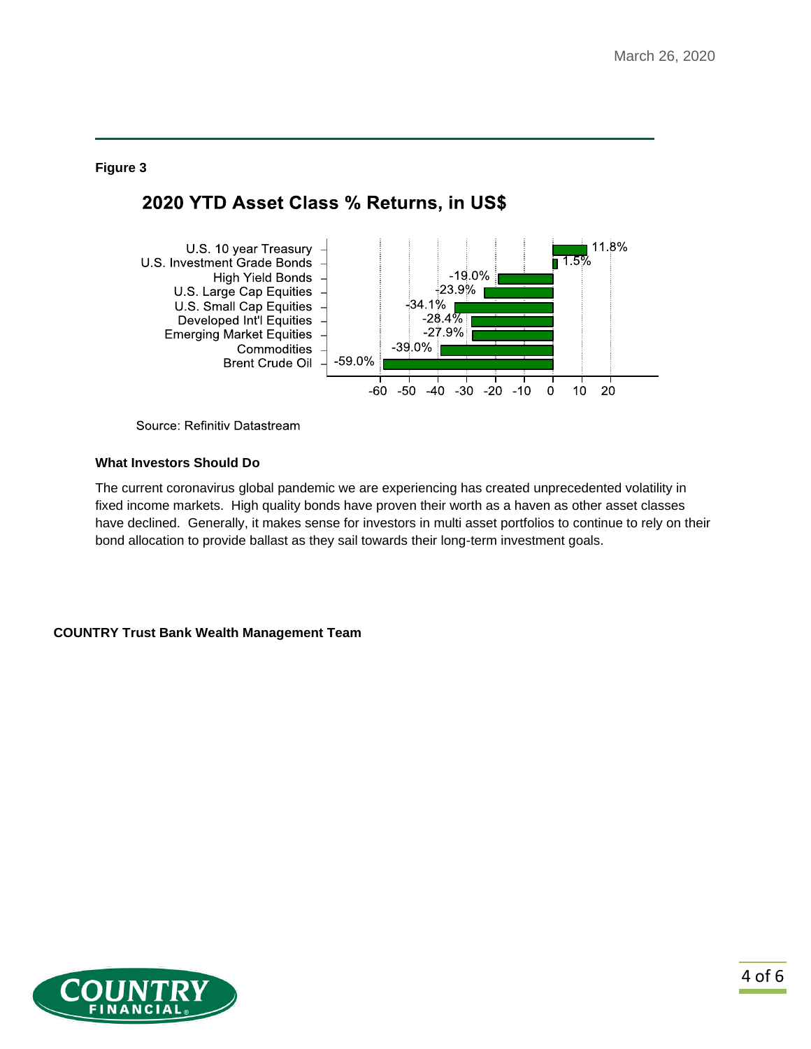**Figure 3**

## 2020 YTD Asset Class % Returns, in US$

| Asset Class | Return |
|---|---|
| U.S. 10 year Treasury | 11.8% |
| U.S. Investment Grade Bonds | 1.5% |
| High Yield Bonds | -19.0% |
| U.S. Large Cap Equities | -23.9% |
| U.S. Small Cap Equities | -34.1% |
| Developed Int'l Equities | -28.4% |
| Emerging Market Equities | -27.9% |
| Commodities | -39.0% |
| Brent Crude Oil | -59.0% |

Source: Refinitiv Datastream

**What Investors Should Do**

The current coronavirus global pandemic we are experiencing has created unprecedented volatility in fixed income markets. High quality bonds have proven their worth as a haven as other asset classes have declined. Generally, it makes sense for investors in multi asset portfolios to continue to rely on their bond allocation to provide ballast as they sail towards their long-term investment goals.

**COUNTRY Trust Bank Wealth Management Team**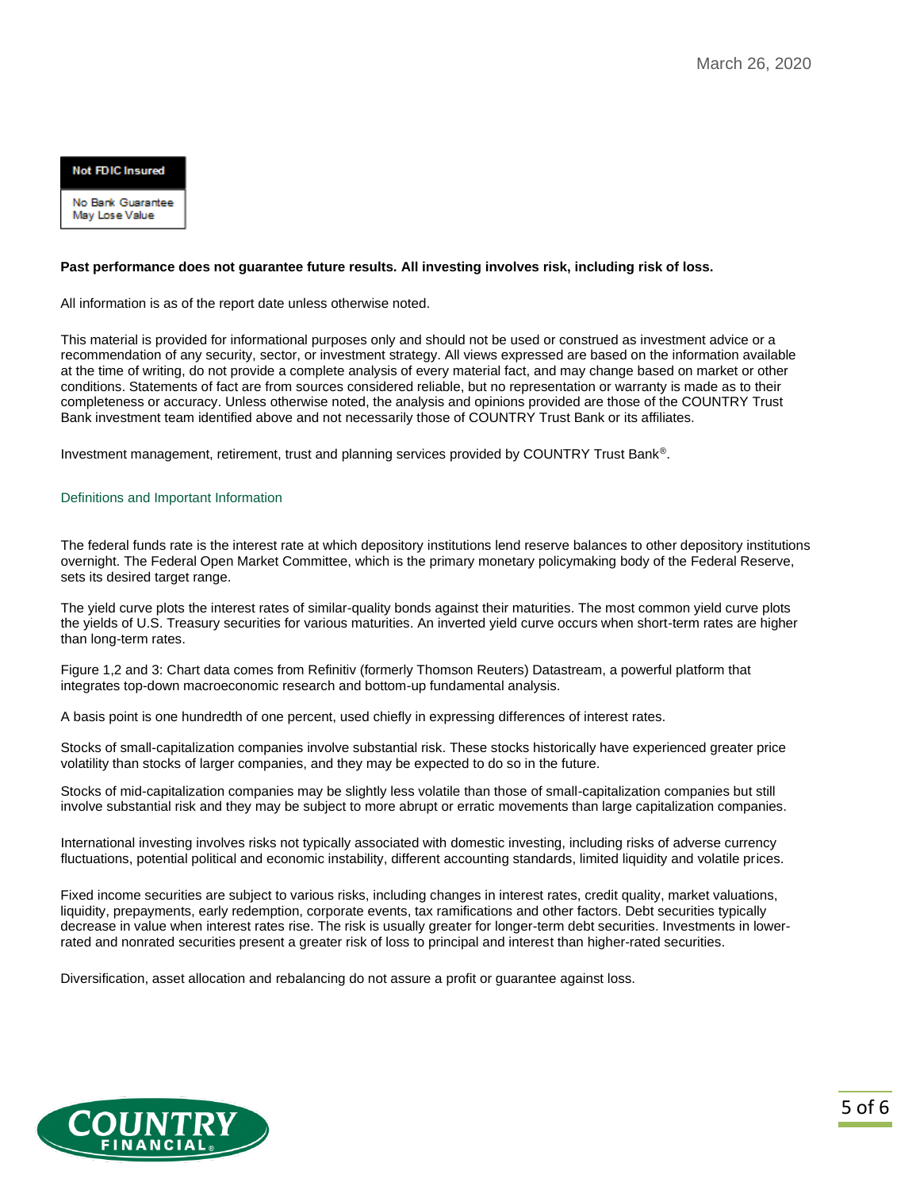March 26, 2020

**Not FDIC Insured**

No Bank Guarantee
May Lose Value

**Past performance does not guarantee future results. All investing involves risk, including risk of loss.**

All information is as of the report date unless otherwise noted.

This material is provided for informational purposes only and should not be used or construed as investment advice or a recommendation of any security, sector, or investment strategy. All views expressed are based on the information available at the time of writing, do not provide a complete analysis of every material fact, and may change based on market or other conditions. Statements of fact are from sources considered reliable, but no representation or warranty is made as to their completeness or accuracy. Unless otherwise noted, the analysis and opinions provided are those of the COUNTRY Trust Bank investment team identified above and not necessarily those of COUNTRY Trust Bank or its affiliates.

Investment management, retirement, trust and planning services provided by COUNTRY Trust Bank®.

## Definitions and Important Information

The federal funds rate is the interest rate at which depository institutions lend reserve balances to other depository institutions overnight. The Federal Open Market Committee, which is the primary monetary policymaking body of the Federal Reserve, sets its desired target range.

The yield curve plots the interest rates of similar-quality bonds against their maturities. The most common yield curve plots the yields of U.S. Treasury securities for various maturities. An inverted yield curve occurs when short-term rates are higher than long-term rates.

Figure 1,2 and 3: Chart data comes from Refinitiv (formerly Thomson Reuters) Datastream, a powerful platform that integrates top-down macroeconomic research and bottom-up fundamental analysis.

A basis point is one hundredth of one percent, used chiefly in expressing differences of interest rates.

Stocks of small-capitalization companies involve substantial risk. These stocks historically have experienced greater price volatility than stocks of larger companies, and they may be expected to do so in the future.

Stocks of mid-capitalization companies may be slightly less volatile than those of small-capitalization companies but still involve substantial risk and they may be subject to more abrupt or erratic movements than large capitalization companies.

International investing involves risks not typically associated with domestic investing, including risks of adverse currency fluctuations, potential political and economic instability, different accounting standards, limited liquidity and volatile prices.

Fixed income securities are subject to various risks, including changes in interest rates, credit quality, market valuations, liquidity, prepayments, early redemption, corporate events, tax ramifications and other factors. Debt securities typically decrease in value when interest rates rise. The risk is usually greater for longer-term debt securities. Investments in lower-rated and nonrated securities present a greater risk of loss to principal and interest than higher-rated securities.

Diversification, asset allocation and rebalancing do not assure a profit or guarantee against loss.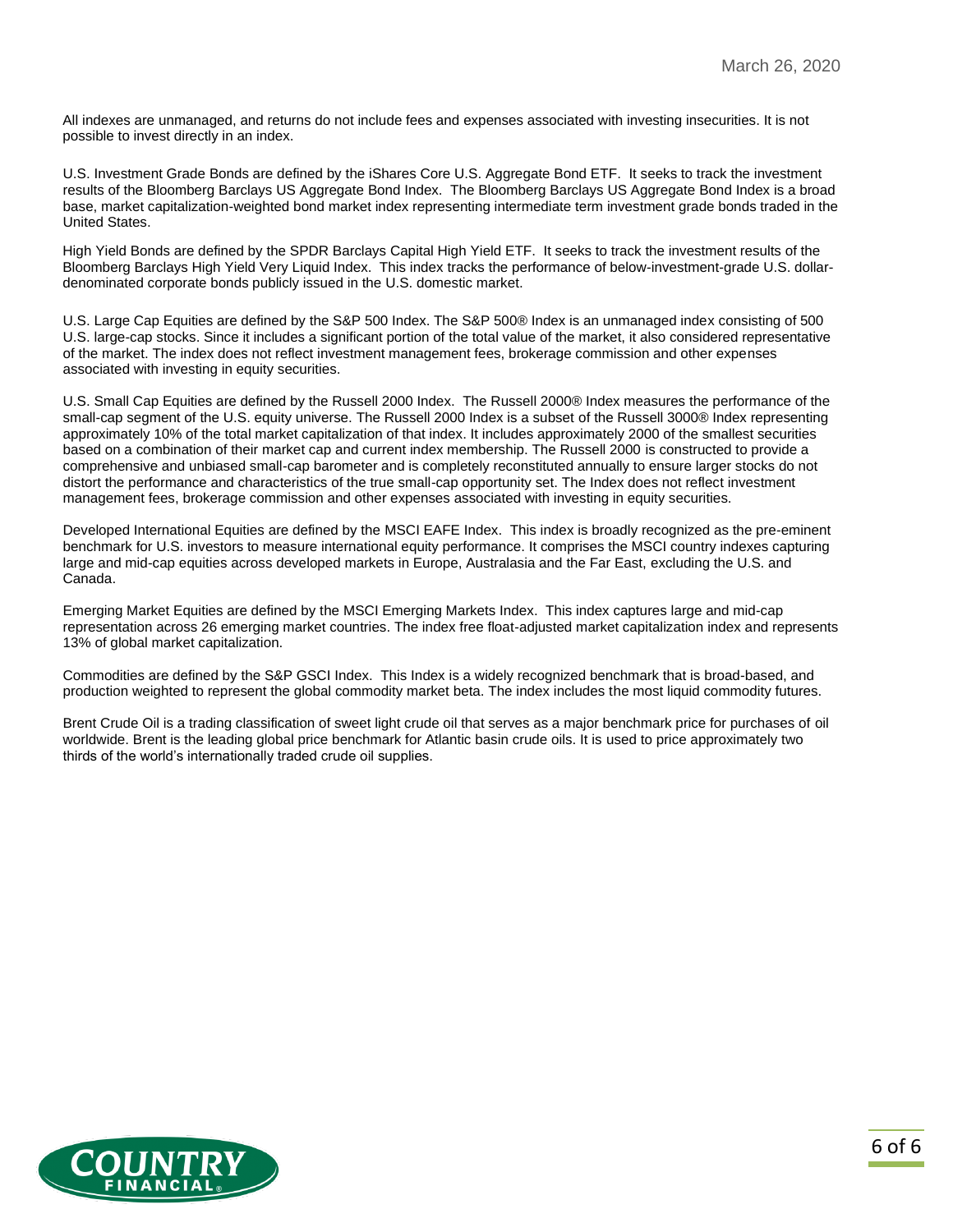All indexes are unmanaged, and returns do not include fees and expenses associated with investing insecurities. It is not possible to invest directly in an index.

U.S. Investment Grade Bonds are defined by the iShares Core U.S. Aggregate Bond ETF. It seeks to track the investment results of the Bloomberg Barclays US Aggregate Bond Index. The Bloomberg Barclays US Aggregate Bond Index is a broad base, market capitalization-weighted bond market index representing intermediate term investment grade bonds traded in the United States.

High Yield Bonds are defined by the SPDR Barclays Capital High Yield ETF. It seeks to track the investment results of the Bloomberg Barclays High Yield Very Liquid Index. This index tracks the performance of below-investment-grade U.S. dollar-denominated corporate bonds publicly issued in the U.S. domestic market.

U.S. Large Cap Equities are defined by the S&P 500 Index. The S&P 500® Index is an unmanaged index consisting of 500 U.S. large-cap stocks. Since it includes a significant portion of the total value of the market, it also considered representative of the market. The index does not reflect investment management fees, brokerage commission and other expenses associated with investing in equity securities.

U.S. Small Cap Equities are defined by the Russell 2000 Index. The Russell 2000® Index measures the performance of the small-cap segment of the U.S. equity universe. The Russell 2000 Index is a subset of the Russell 3000® Index representing approximately 10% of the total market capitalization of that index. It includes approximately 2000 of the smallest securities based on a combination of their market cap and current index membership. The Russell 2000 is constructed to provide a comprehensive and unbiased small-cap barometer and is completely reconstituted annually to ensure larger stocks do not distort the performance and characteristics of the true small-cap opportunity set. The Index does not reflect investment management fees, brokerage commission and other expenses associated with investing in equity securities.

Developed International Equities are defined by the MSCI EAFE Index. This index is broadly recognized as the pre-eminent benchmark for U.S. investors to measure international equity performance. It comprises the MSCI country indexes capturing large and mid-cap equities across developed markets in Europe, Australasia and the Far East, excluding the U.S. and Canada.

Emerging Market Equities are defined by the MSCI Emerging Markets Index. This index captures large and mid-cap representation across 26 emerging market countries. The index free float-adjusted market capitalization index and represents 13% of global market capitalization.

Commodities are defined by the S&P GSCI Index. This Index is a widely recognized benchmark that is broad-based, and production weighted to represent the global commodity market beta. The index includes the most liquid commodity futures.

Brent Crude Oil is a trading classification of sweet light crude oil that serves as a major benchmark price for purchases of oil worldwide. Brent is the leading global price benchmark for Atlantic basin crude oils. It is used to price approximately two thirds of the world's internationally traded crude oil supplies.